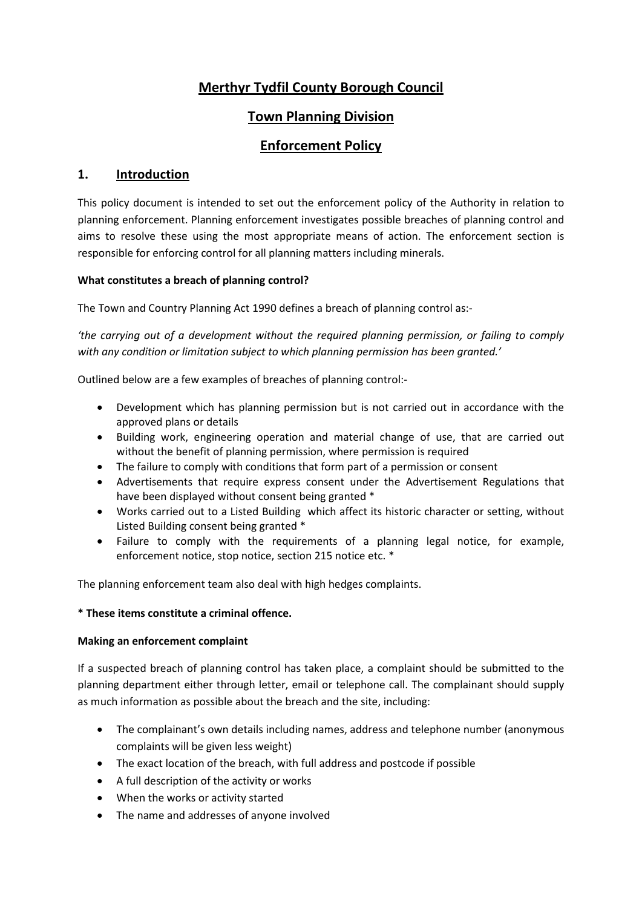# Merthyr Tydfil County Borough Council

## Town Planning Division

## Enforcement Policy

## 1. Introduction

This policy document is intended to set out the enforcement policy of the Authority in relation to planning enforcement. Planning enforcement investigates possible breaches of planning control and aims to resolve these using the most appropriate means of action. The enforcement section is responsible for enforcing control for all planning matters including minerals.

**What constitutes a breach of planning control?**

The Town and Country Planning Act 1990 defines a breach of planning control as:-

*'the carrying out of a development without the required planning permission, or failing to comply with any condition or limitation subject to which planning permission has been granted.'*

Outlined below are a few examples of breaches of planning control:-

- Development which has planning permission but is not carried out in accordance with the approved plans or details
- Building work, engineering operation and material change of use, that are carried out without the benefit of planning permission, where permission is required
- The failure to comply with conditions that form part of a permission or consent
- Advertisements that require express consent under the Advertisement Regulations that have been displayed without consent being granted *
- Works carried out to a Listed Building which affect its historic character or setting, without Listed Building consent being granted *
- Failure to comply with the requirements of a planning legal notice, for example, enforcement notice, stop notice, section 215 notice etc. *

The planning enforcement team also deal with high hedges complaints.

**\* These items constitute a criminal offence.**

**Making an enforcement complaint**

If a suspected breach of planning control has taken place, a complaint should be submitted to the planning department either through letter, email or telephone call. The complainant should supply as much information as possible about the breach and the site, including:

- The complainant's own details including names, address and telephone number (anonymous complaints will be given less weight)
- The exact location of the breach, with full address and postcode if possible
- A full description of the activity or works
- When the works or activity started
- The name and addresses of anyone involved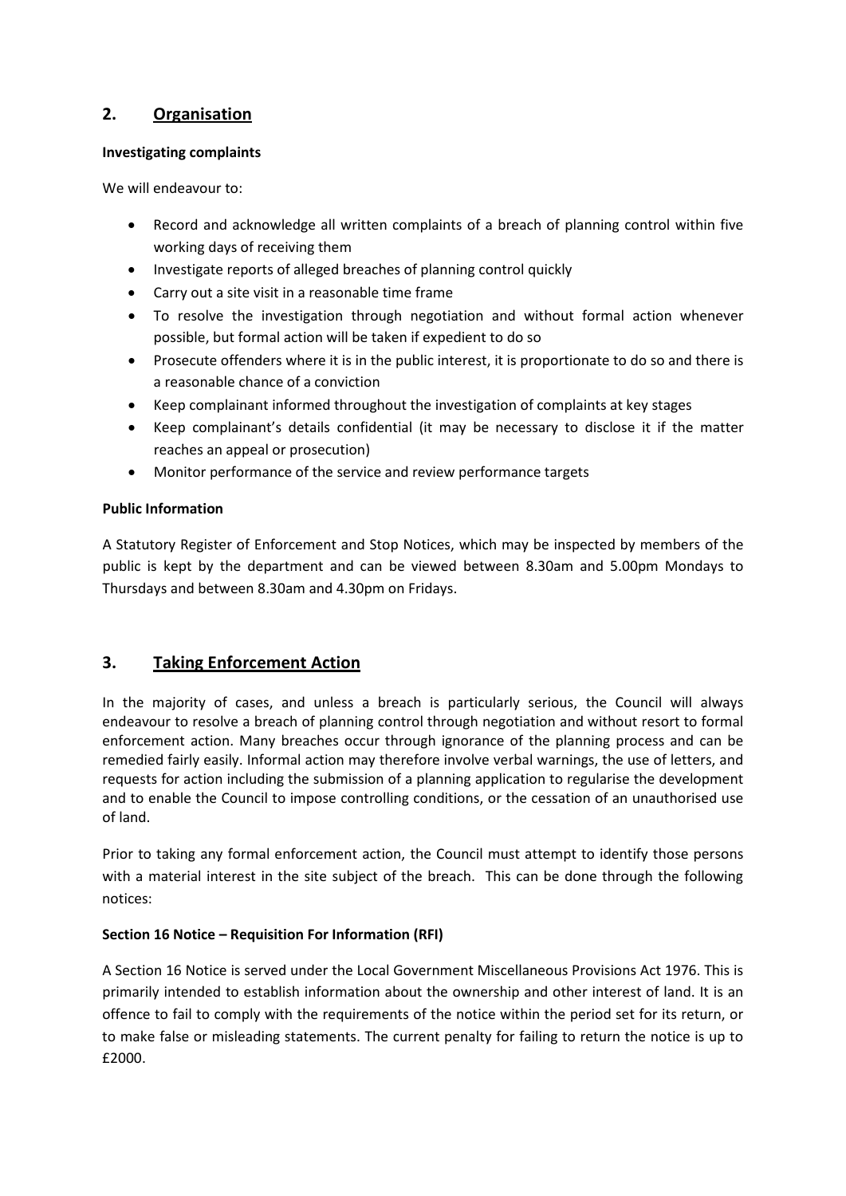## 2. Organisation

**Investigating complaints**

We will endeavour to:

- Record and acknowledge all written complaints of a breach of planning control within five working days of receiving them
- Investigate reports of alleged breaches of planning control quickly
- Carry out a site visit in a reasonable time frame
- To resolve the investigation through negotiation and without formal action whenever possible, but formal action will be taken if expedient to do so
- Prosecute offenders where it is in the public interest, it is proportionate to do so and there is a reasonable chance of a conviction
- Keep complainant informed throughout the investigation of complaints at key stages
- Keep complainant's details confidential (it may be necessary to disclose it if the matter reaches an appeal or prosecution)
- Monitor performance of the service and review performance targets

**Public Information**

A Statutory Register of Enforcement and Stop Notices, which may be inspected by members of the public is kept by the department and can be viewed between 8.30am and 5.00pm Mondays to Thursdays and between 8.30am and 4.30pm on Fridays.

## 3. Taking Enforcement Action

In the majority of cases, and unless a breach is particularly serious, the Council will always endeavour to resolve a breach of planning control through negotiation and without resort to formal enforcement action. Many breaches occur through ignorance of the planning process and can be remedied fairly easily. Informal action may therefore involve verbal warnings, the use of letters, and requests for action including the submission of a planning application to regularise the development and to enable the Council to impose controlling conditions, or the cessation of an unauthorised use of land.

Prior to taking any formal enforcement action, the Council must attempt to identify those persons with a material interest in the site subject of the breach. This can be done through the following notices:

**Section 16 Notice – Requisition For Information (RFI)**

A Section 16 Notice is served under the Local Government Miscellaneous Provisions Act 1976. This is primarily intended to establish information about the ownership and other interest of land. It is an offence to fail to comply with the requirements of the notice within the period set for its return, or to make false or misleading statements. The current penalty for failing to return the notice is up to £2000.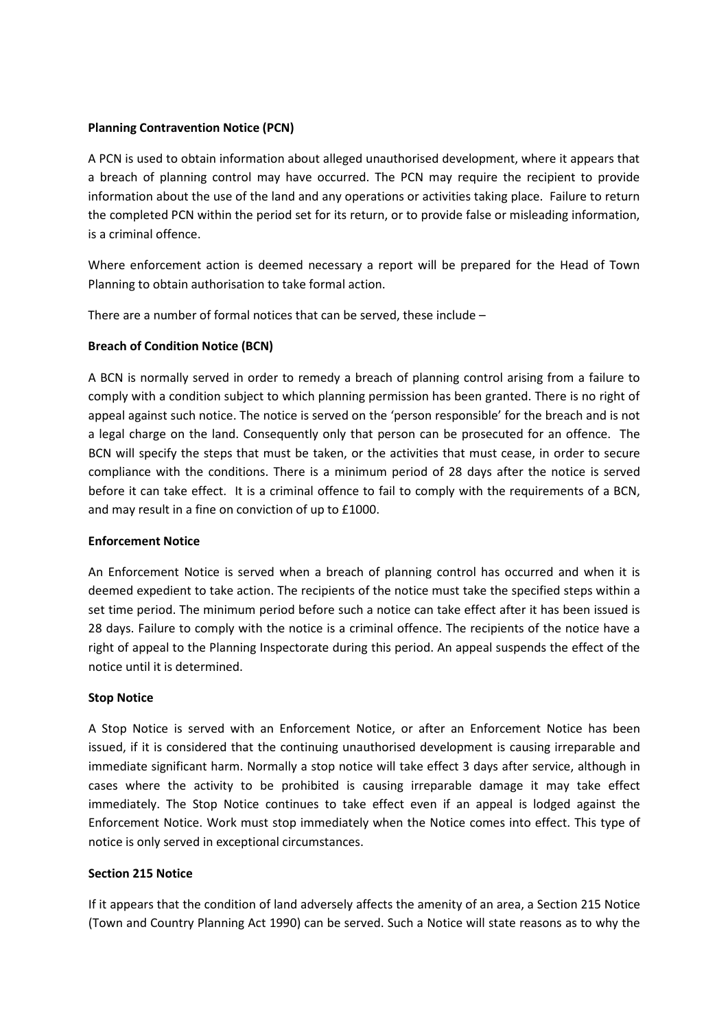**Planning Contravention Notice (PCN)**

A PCN is used to obtain information about alleged unauthorised development, where it appears that a breach of planning control may have occurred. The PCN may require the recipient to provide information about the use of the land and any operations or activities taking place. Failure to return the completed PCN within the period set for its return, or to provide false or misleading information, is a criminal offence.

Where enforcement action is deemed necessary a report will be prepared for the Head of Town Planning to obtain authorisation to take formal action.

There are a number of formal notices that can be served, these include –

**Breach of Condition Notice (BCN)**

A BCN is normally served in order to remedy a breach of planning control arising from a failure to comply with a condition subject to which planning permission has been granted. There is no right of appeal against such notice. The notice is served on the 'person responsible' for the breach and is not a legal charge on the land. Consequently only that person can be prosecuted for an offence. The BCN will specify the steps that must be taken, or the activities that must cease, in order to secure compliance with the conditions. There is a minimum period of 28 days after the notice is served before it can take effect. It is a criminal offence to fail to comply with the requirements of a BCN, and may result in a fine on conviction of up to £1000.

**Enforcement Notice**

An Enforcement Notice is served when a breach of planning control has occurred and when it is deemed expedient to take action. The recipients of the notice must take the specified steps within a set time period. The minimum period before such a notice can take effect after it has been issued is 28 days. Failure to comply with the notice is a criminal offence. The recipients of the notice have a right of appeal to the Planning Inspectorate during this period. An appeal suspends the effect of the notice until it is determined.

**Stop Notice**

A Stop Notice is served with an Enforcement Notice, or after an Enforcement Notice has been issued, if it is considered that the continuing unauthorised development is causing irreparable and immediate significant harm. Normally a stop notice will take effect 3 days after service, although in cases where the activity to be prohibited is causing irreparable damage it may take effect immediately. The Stop Notice continues to take effect even if an appeal is lodged against the Enforcement Notice. Work must stop immediately when the Notice comes into effect. This type of notice is only served in exceptional circumstances.

**Section 215 Notice**

If it appears that the condition of land adversely affects the amenity of an area, a Section 215 Notice (Town and Country Planning Act 1990) can be served. Such a Notice will state reasons as to why the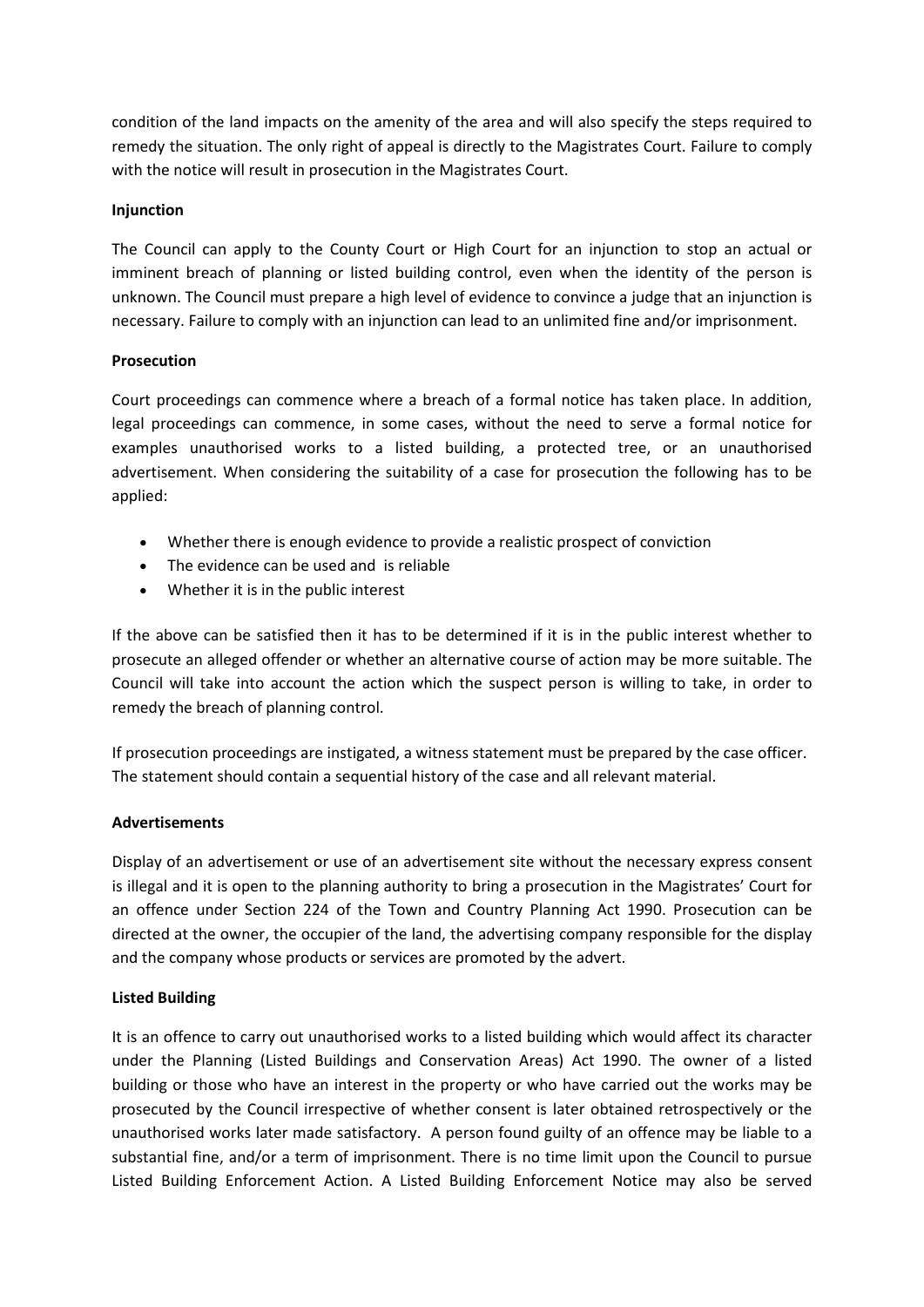condition of the land impacts on the amenity of the area and will also specify the steps required to remedy the situation. The only right of appeal is directly to the Magistrates Court. Failure to comply with the notice will result in prosecution in the Magistrates Court.

**Injunction**

The Council can apply to the County Court or High Court for an injunction to stop an actual or imminent breach of planning or listed building control, even when the identity of the person is unknown. The Council must prepare a high level of evidence to convince a judge that an injunction is necessary. Failure to comply with an injunction can lead to an unlimited fine and/or imprisonment.

**Prosecution**

Court proceedings can commence where a breach of a formal notice has taken place. In addition, legal proceedings can commence, in some cases, without the need to serve a formal notice for examples unauthorised works to a listed building, a protected tree, or an unauthorised advertisement. When considering the suitability of a case for prosecution the following has to be applied:

- Whether there is enough evidence to provide a realistic prospect of conviction
- The evidence can be used and is reliable
- Whether it is in the public interest

If the above can be satisfied then it has to be determined if it is in the public interest whether to prosecute an alleged offender or whether an alternative course of action may be more suitable. The Council will take into account the action which the suspect person is willing to take, in order to remedy the breach of planning control.

If prosecution proceedings are instigated, a witness statement must be prepared by the case officer. The statement should contain a sequential history of the case and all relevant material.

**Advertisements**

Display of an advertisement or use of an advertisement site without the necessary express consent is illegal and it is open to the planning authority to bring a prosecution in the Magistrates' Court for an offence under Section 224 of the Town and Country Planning Act 1990. Prosecution can be directed at the owner, the occupier of the land, the advertising company responsible for the display and the company whose products or services are promoted by the advert.

**Listed Building**

It is an offence to carry out unauthorised works to a listed building which would affect its character under the Planning (Listed Buildings and Conservation Areas) Act 1990. The owner of a listed building or those who have an interest in the property or who have carried out the works may be prosecuted by the Council irrespective of whether consent is later obtained retrospectively or the unauthorised works later made satisfactory. A person found guilty of an offence may be liable to a substantial fine, and/or a term of imprisonment. There is no time limit upon the Council to pursue Listed Building Enforcement Action. A Listed Building Enforcement Notice may also be served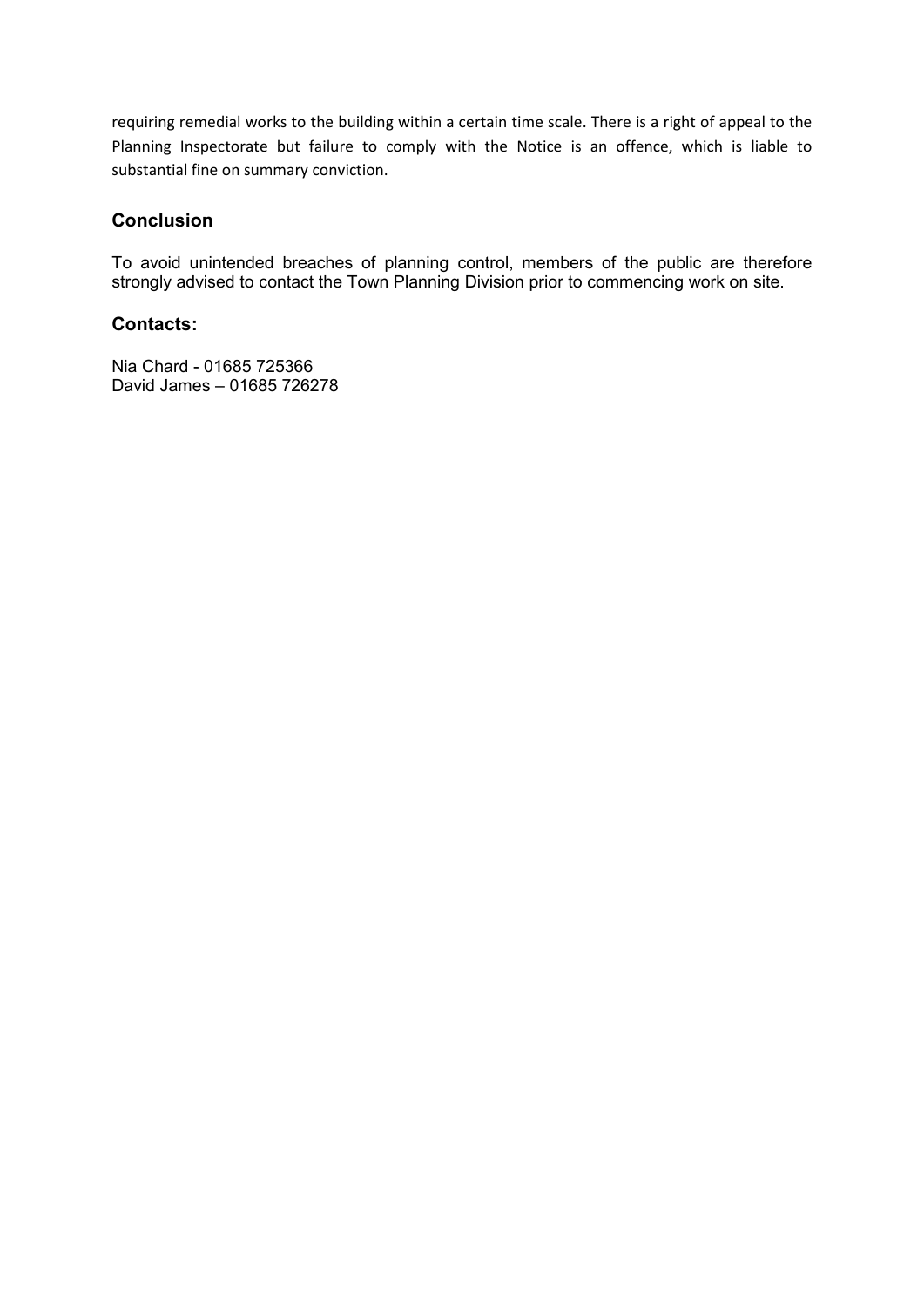requiring remedial works to the building within a certain time scale. There is a right of appeal to the Planning Inspectorate but failure to comply with the Notice is an offence, which is liable to substantial fine on summary conviction.

## Conclusion

To avoid unintended breaches of planning control, members of the public are therefore strongly advised to contact the Town Planning Division prior to commencing work on site.

## Contacts:

Nia Chard - 01685 725366
David James – 01685 726278